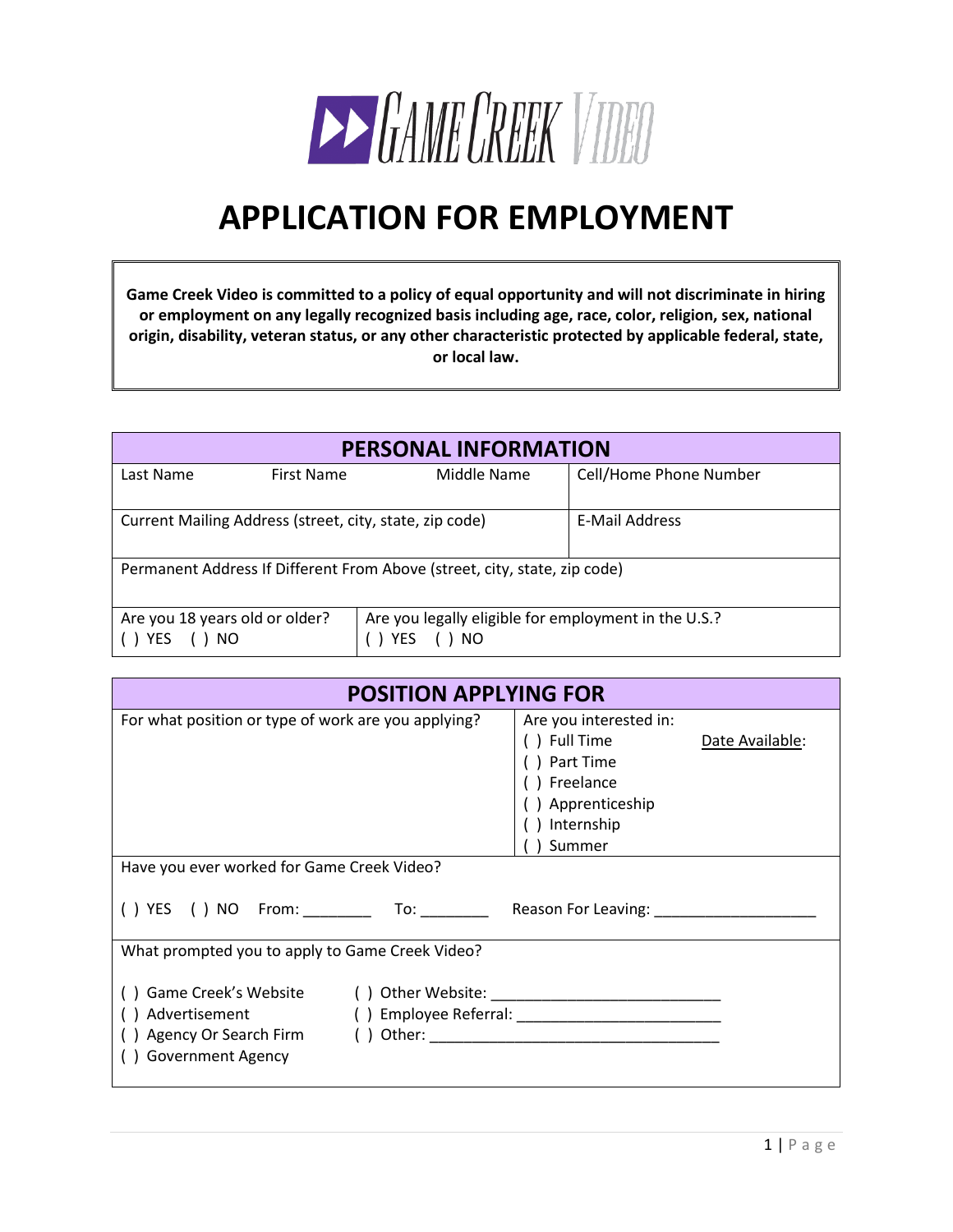GAME CREEK VIDEO

# APPLICATION FOR EMPLOYMENT

**Game Creek Video is committed to a policy of equal opportunity and will not discriminate in hiring or employment on any legally recognized basis including age, race, color, religion, sex, national origin, disability, veteran status, or any other characteristic protected by applicable federal, state, or local law.**

## PERSONAL INFORMATION

| Last Name | First Name | Middle Name | Cell/Home Phone Number |
|---|---|---|---|
| Current Mailing Address (street, city, state, zip code) | | | E-Mail Address |
| Permanent Address If Different From Above (street, city, state, zip code) | | | |
| Are you 18 years old or older?<br>( ) YES ( ) NO | Are you legally eligible for employment in the U.S.?<br>( ) YES ( ) NO | | |

## POSITION APPLYING FOR

| For what position or type of work are you applying? | Are you interested in:<br>( ) Full Time<br>( ) Part Time<br>( ) Freelance<br>( ) Apprenticeship<br>( ) Internship<br>( ) Summer | Date Available: |
|---|---|---|

Have you ever worked for Game Creek Video?

( ) YES ( ) NO From: ________ To: ________ Reason For Leaving: ___________________

What prompted you to apply to Game Creek Video?

( ) Game Creek's Website
( ) Advertisement
( ) Agency Or Search Firm
( ) Government Agency
( ) Other Website: __________________________
( ) Employee Referral: ________________________
( ) Other: __________________________________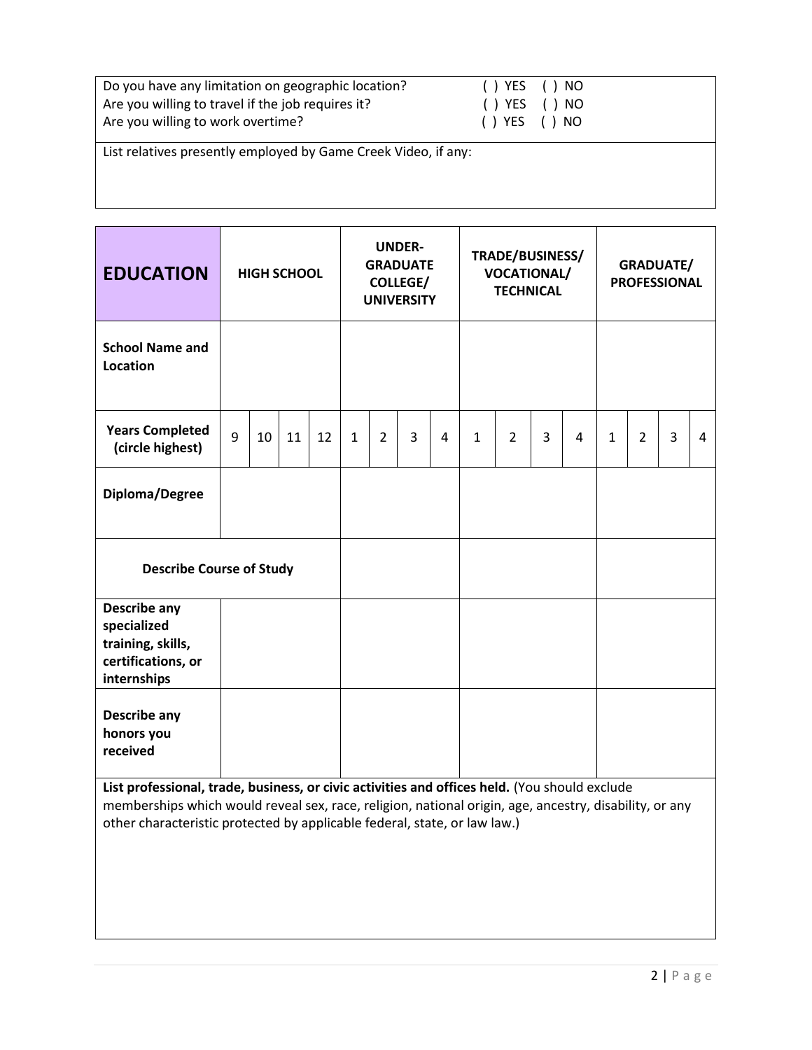Do you have any limitation on geographic location? ( ) YES ( ) NO
Are you willing to travel if the job requires it? ( ) YES ( ) NO
Are you willing to work overtime? ( ) YES ( ) NO

List relatives presently employed by Game Creek Video, if any:

| **EDUCATION** | **HIGH SCHOOL** | | | | **UNDER-GRADUATE COLLEGE/ UNIVERSITY** | | | | **TRADE/BUSINESS/ VOCATIONAL/ TECHNICAL** | | | | **GRADUATE/ PROFESSIONAL** | | | |
|---|---|---|---|---|---|---|---|---|---|---|---|---|---|---|---|---|
| **School Name and Location** | | | | | | | | | | | | | | | | |
| **Years Completed (circle highest)** | 9 | 10 | 11 | 12 | 1 | 2 | 3 | 4 | 1 | 2 | 3 | 4 | 1 | 2 | 3 | 4 |
| **Diploma/Degree** | | | | | | | | | | | | | | | | |
| **Describe Course of Study** | | | | | | | | | | | | | | | | |
| **Describe any specialized training, skills, certifications, or internships** | | | | | | | | | | | | | | | | |
| **Describe any honors you received** | | | | | | | | | | | | | | | | |

**List professional, trade, business, or civic activities and offices held.** (You should exclude memberships which would reveal sex, race, religion, national origin, age, ancestry, disability, or any other characteristic protected by applicable federal, state, or law law.)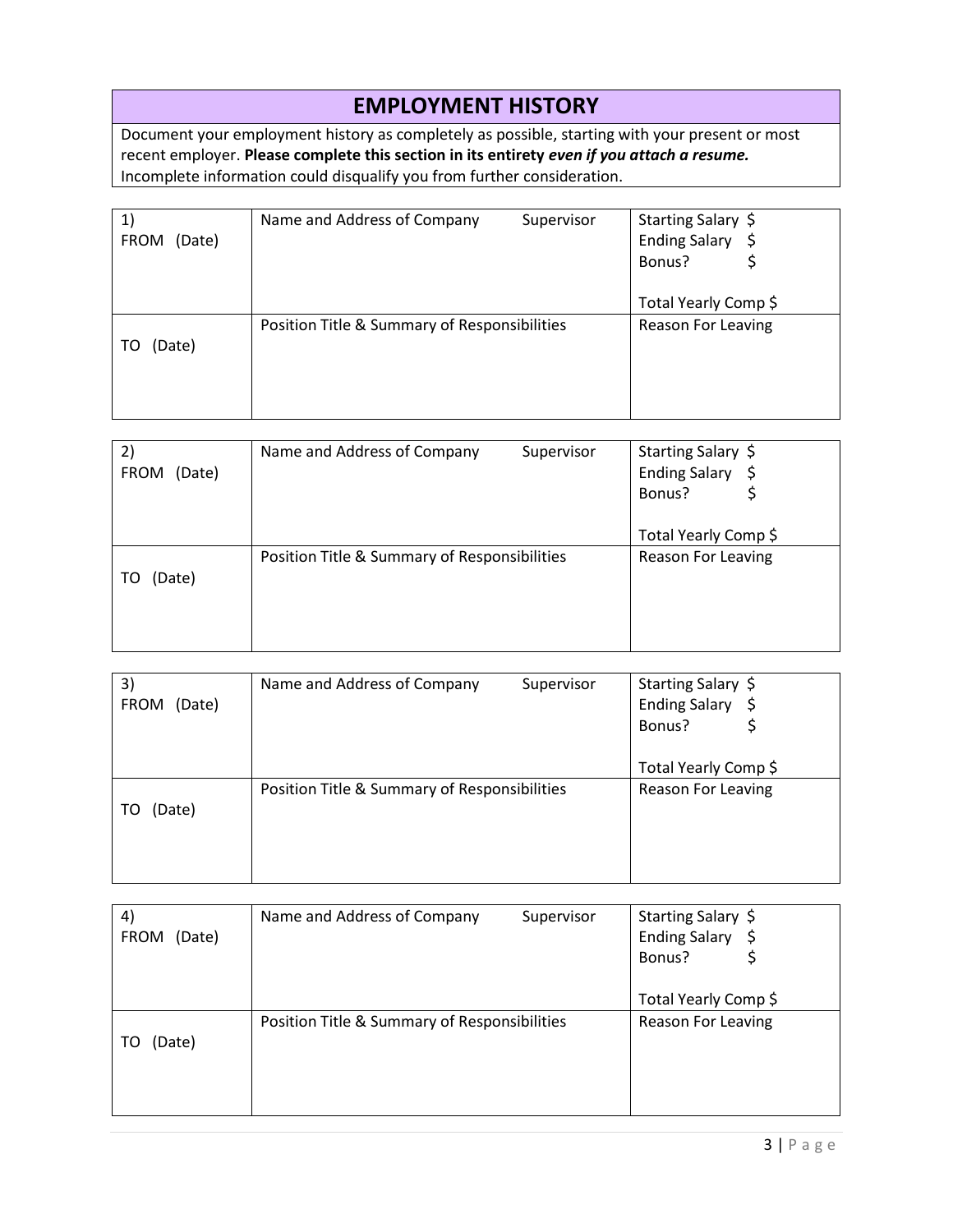## EMPLOYMENT HISTORY

Document your employment history as completely as possible, starting with your present or most recent employer. **Please complete this section in its entirety *even if you attach a resume.*** Incomplete information could disqualify you from further consideration.

| 1) FROM (Date) | Name and Address of Company / Supervisor | Starting Salary $<br>Ending Salary $<br>Bonus? $<br><br>Total Yearly Comp $ |
|---|---|---|
| TO (Date) | Position Title & Summary of Responsibilities | Reason For Leaving |

| 2) FROM (Date) | Name and Address of Company / Supervisor | Starting Salary $<br>Ending Salary $<br>Bonus? $<br><br>Total Yearly Comp $ |
|---|---|---|
| TO (Date) | Position Title & Summary of Responsibilities | Reason For Leaving |

| 3) FROM (Date) | Name and Address of Company / Supervisor | Starting Salary $<br>Ending Salary $<br>Bonus? $<br><br>Total Yearly Comp $ |
|---|---|---|
| TO (Date) | Position Title & Summary of Responsibilities | Reason For Leaving |

| 4) FROM (Date) | Name and Address of Company / Supervisor | Starting Salary $<br>Ending Salary $<br>Bonus? $<br><br>Total Yearly Comp $ |
|---|---|---|
| TO (Date) | Position Title & Summary of Responsibilities | Reason For Leaving |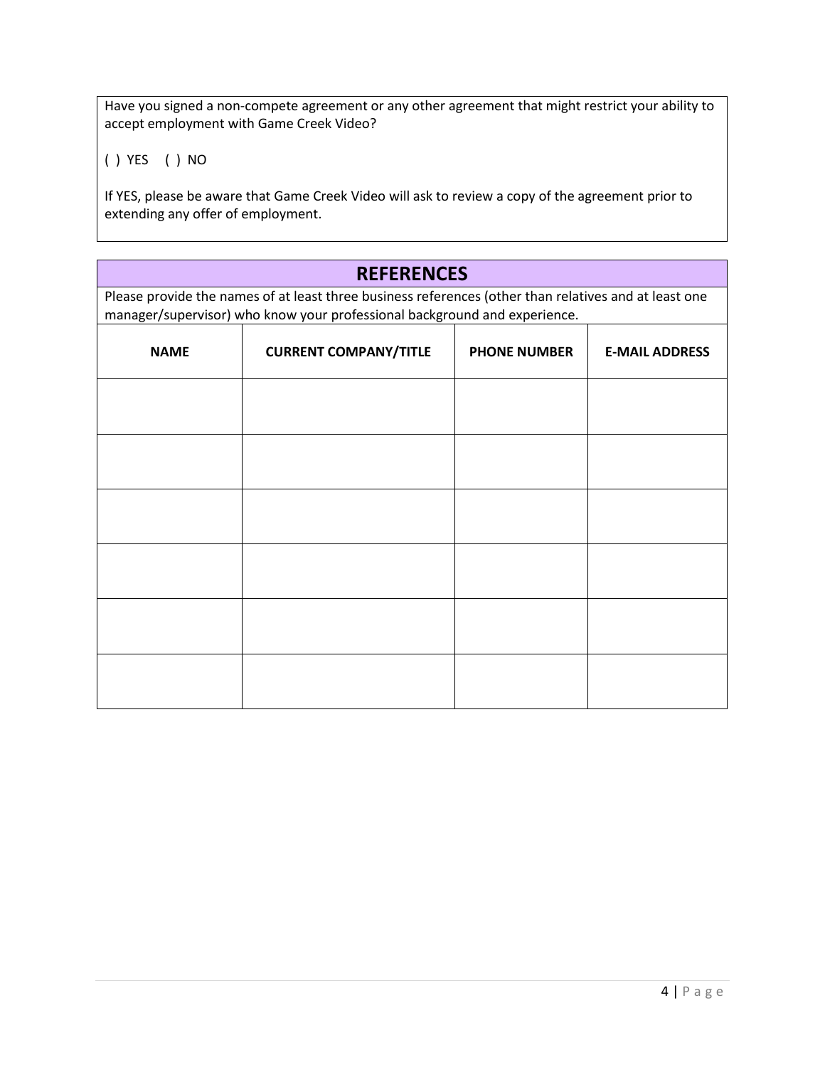Have you signed a non-compete agreement or any other agreement that might restrict your ability to accept employment with Game Creek Video?

( ) YES ( ) NO

If YES, please be aware that Game Creek Video will ask to review a copy of the agreement prior to extending any offer of employment.

## REFERENCES

Please provide the names of at least three business references (other than relatives and at least one manager/supervisor) who know your professional background and experience.

| NAME | CURRENT COMPANY/TITLE | PHONE NUMBER | E-MAIL ADDRESS |
|---|---|---|---|
| | | | |
| | | | |
| | | | |
| | | | |
| | | | |
| | | | |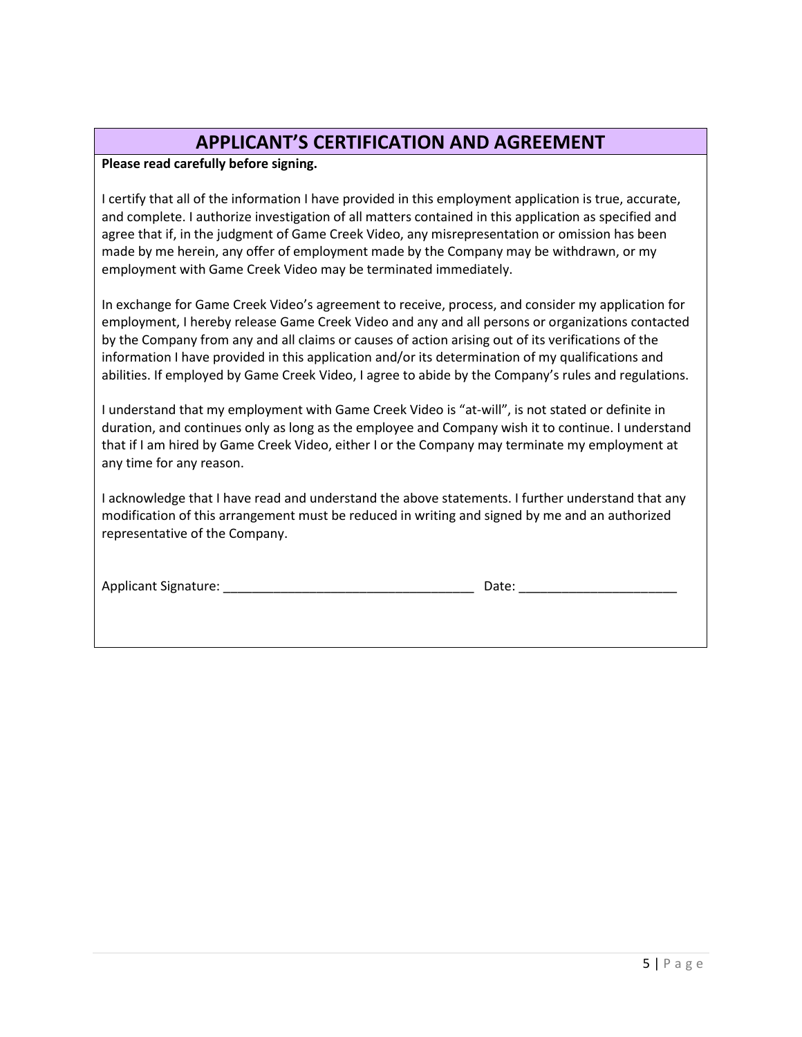## APPLICANT'S CERTIFICATION AND AGREEMENT

**Please read carefully before signing.**

I certify that all of the information I have provided in this employment application is true, accurate, and complete. I authorize investigation of all matters contained in this application as specified and agree that if, in the judgment of Game Creek Video, any misrepresentation or omission has been made by me herein, any offer of employment made by the Company may be withdrawn, or my employment with Game Creek Video may be terminated immediately.

In exchange for Game Creek Video's agreement to receive, process, and consider my application for employment, I hereby release Game Creek Video and any and all persons or organizations contacted by the Company from any and all claims or causes of action arising out of its verifications of the information I have provided in this application and/or its determination of my qualifications and abilities. If employed by Game Creek Video, I agree to abide by the Company's rules and regulations.

I understand that my employment with Game Creek Video is "at-will", is not stated or definite in duration, and continues only as long as the employee and Company wish it to continue. I understand that if I am hired by Game Creek Video, either I or the Company may terminate my employment at any time for any reason.

I acknowledge that I have read and understand the above statements. I further understand that any modification of this arrangement must be reduced in writing and signed by me and an authorized representative of the Company.

Applicant Signature: ___________________________________ Date: ______________________